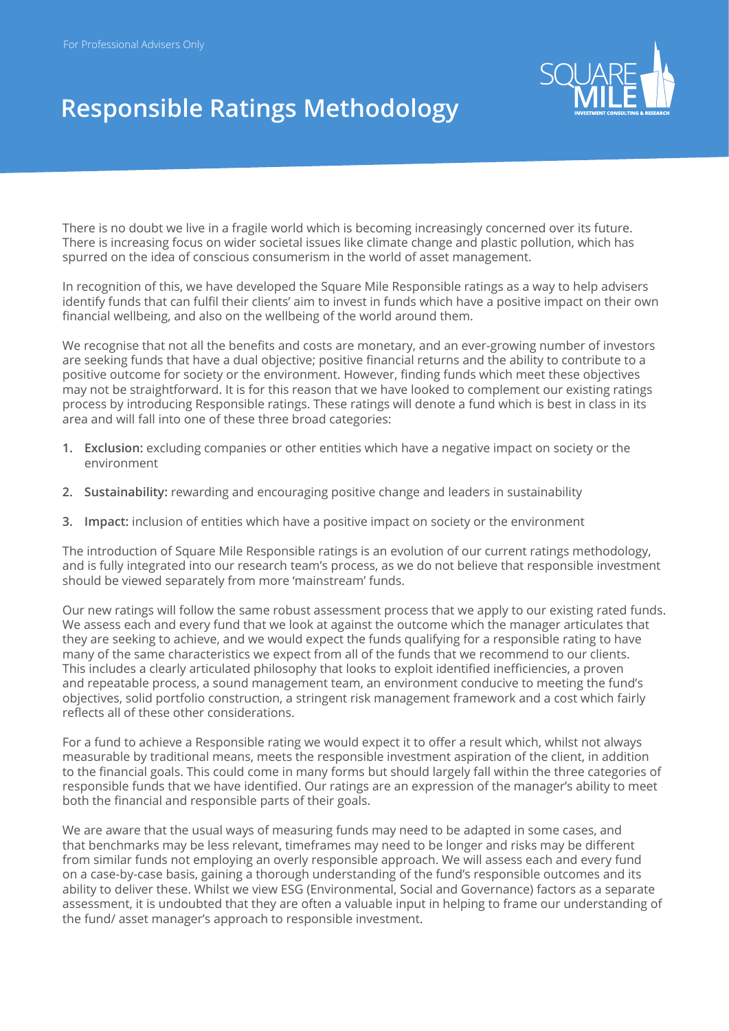For Professional Advisers Only

# Responsible Ratings Methodology

There is no doubt we live in a fragile world which is becoming increasingly concerned over its future. There is increasing focus on wider societal issues like climate change and plastic pollution, which has spurred on the idea of conscious consumerism in the world of asset management.

In recognition of this, we have developed the Square Mile Responsible ratings as a way to help advisers identify funds that can fulfil their clients' aim to invest in funds which have a positive impact on their own financial wellbeing, and also on the wellbeing of the world around them.

We recognise that not all the benefits and costs are monetary, and an ever-growing number of investors are seeking funds that have a dual objective; positive financial returns and the ability to contribute to a positive outcome for society or the environment. However, finding funds which meet these objectives may not be straightforward. It is for this reason that we have looked to complement our existing ratings process by introducing Responsible ratings. These ratings will denote a fund which is best in class in its area and will fall into one of these three broad categories:

1. **Exclusion:** excluding companies or other entities which have a negative impact on society or the environment
2. **Sustainability:** rewarding and encouraging positive change and leaders in sustainability
3. **Impact:** inclusion of entities which have a positive impact on society or the environment

The introduction of Square Mile Responsible ratings is an evolution of our current ratings methodology, and is fully integrated into our research team's process, as we do not believe that responsible investment should be viewed separately from more 'mainstream' funds.

Our new ratings will follow the same robust assessment process that we apply to our existing rated funds. We assess each and every fund that we look at against the outcome which the manager articulates that they are seeking to achieve, and we would expect the funds qualifying for a responsible rating to have many of the same characteristics we expect from all of the funds that we recommend to our clients. This includes a clearly articulated philosophy that looks to exploit identified inefficiencies, a proven and repeatable process, a sound management team, an environment conducive to meeting the fund's objectives, solid portfolio construction, a stringent risk management framework and a cost which fairly reflects all of these other considerations.

For a fund to achieve a Responsible rating we would expect it to offer a result which, whilst not always measurable by traditional means, meets the responsible investment aspiration of the client, in addition to the financial goals. This could come in many forms but should largely fall within the three categories of responsible funds that we have identified. Our ratings are an expression of the manager's ability to meet both the financial and responsible parts of their goals.

We are aware that the usual ways of measuring funds may need to be adapted in some cases, and that benchmarks may be less relevant, timeframes may need to be longer and risks may be different from similar funds not employing an overly responsible approach. We will assess each and every fund on a case-by-case basis, gaining a thorough understanding of the fund's responsible outcomes and its ability to deliver these. Whilst we view ESG (Environmental, Social and Governance) factors as a separate assessment, it is undoubted that they are often a valuable input in helping to frame our understanding of the fund/ asset manager's approach to responsible investment.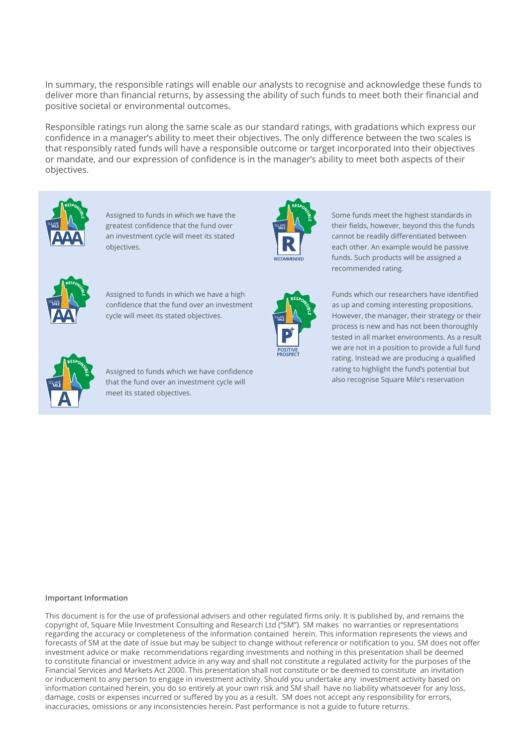In summary, the responsible ratings will enable our analysts to recognise and acknowledge these funds to deliver more than financial returns, by assessing the ability of such funds to meet both their financial and positive societal or environmental outcomes.

Responsible ratings run along the same scale as our standard ratings, with gradations which express our confidence in a manager's ability to meet their objectives. The only difference between the two scales is that responsibly rated funds will have a responsible outcome or target incorporated into their objectives or mandate, and our expression of confidence is in the manager's ability to meet both aspects of their objectives.

Assigned to funds in which we have the greatest confidence that the fund over an investment cycle will meet its stated objectives.

Assigned to funds in which we have a high confidence that the fund over an investment cycle will meet its stated objectives.

Assigned to funds which we have confidence that the fund over an investment cycle will meet its stated objectives.

Some funds meet the highest standards in their fields, however, beyond this the funds cannot be readily differentiated between each other. An example would be passive funds. Such products will be assigned a recommended rating.

Funds which our researchers have identified as up and coming interesting propositions. However, the manager, their strategy or their process is new and has not been thoroughly tested in all market environments. As a result we are not in a position to provide a full fund rating. Instead we are producing a qualified rating to highlight the fund's potential but also recognise Square Mile's reservation

**Important Information**

This document is for the use of professional advisers and other regulated firms only. It is published by, and remains the copyright of, Square Mile Investment Consulting and Research Ltd ("SM"). SM makes no warranties or representations regarding the accuracy or completeness of the information contained herein. This information represents the views and forecasts of SM at the date of issue but may be subject to change without reference or notification to you. SM does not offer investment advice or make recommendations regarding investments and nothing in this presentation shall be deemed to constitute financial or investment advice in any way and shall not constitute a regulated activity for the purposes of the Financial Services and Markets Act 2000. This presentation shall not constitute or be deemed to constitute an invitation or inducement to any person to engage in investment activity. Should you undertake any investment activity based on information contained herein, you do so entirely at your own risk and SM shall have no liability whatsoever for any loss, damage, costs or expenses incurred or suffered by you as a result. SM does not accept any responsibility for errors, inaccuracies, omissions or any inconsistencies herein. Past performance is not a guide to future returns.